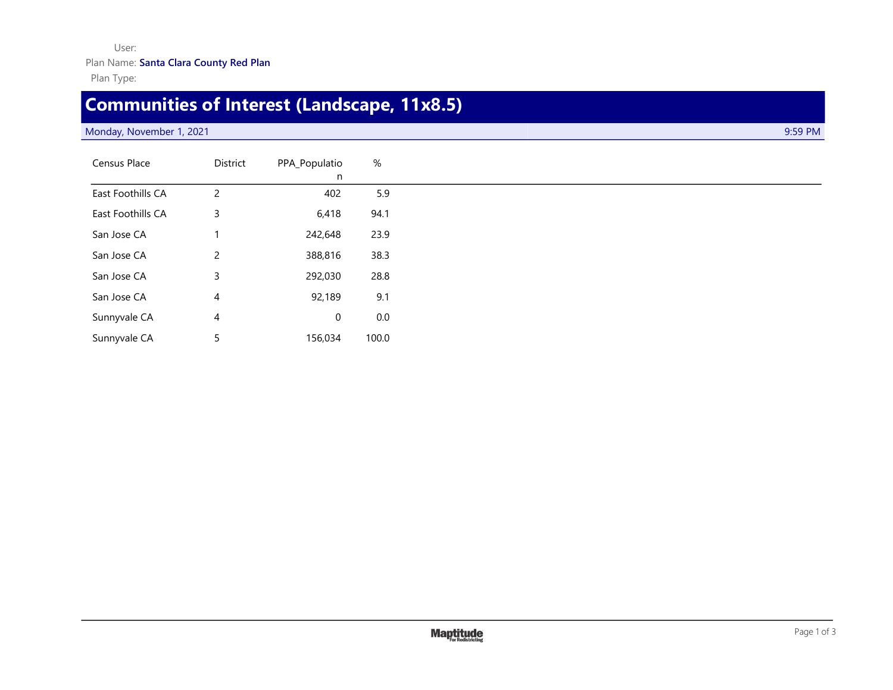User:

Plan Name: **Santa Clara County Red Plan**

Plan Type:

# Communities of Interest (Landscape, 11x8.5)

Monday, November 1, 2021 — 9:59 PM

| Census Place | District | PPA_Population | % |
|---|---|---|---|
| East Foothills CA | 2 | 402 | 5.9 |
| East Foothills CA | 3 | 6,418 | 94.1 |
| San Jose CA | 1 | 242,648 | 23.9 |
| San Jose CA | 2 | 388,816 | 38.3 |
| San Jose CA | 3 | 292,030 | 28.8 |
| San Jose CA | 4 | 92,189 | 9.1 |
| Sunnyvale CA | 4 | 0 | 0.0 |
| Sunnyvale CA | 5 | 156,034 | 100.0 |

Maptitude For Redistricting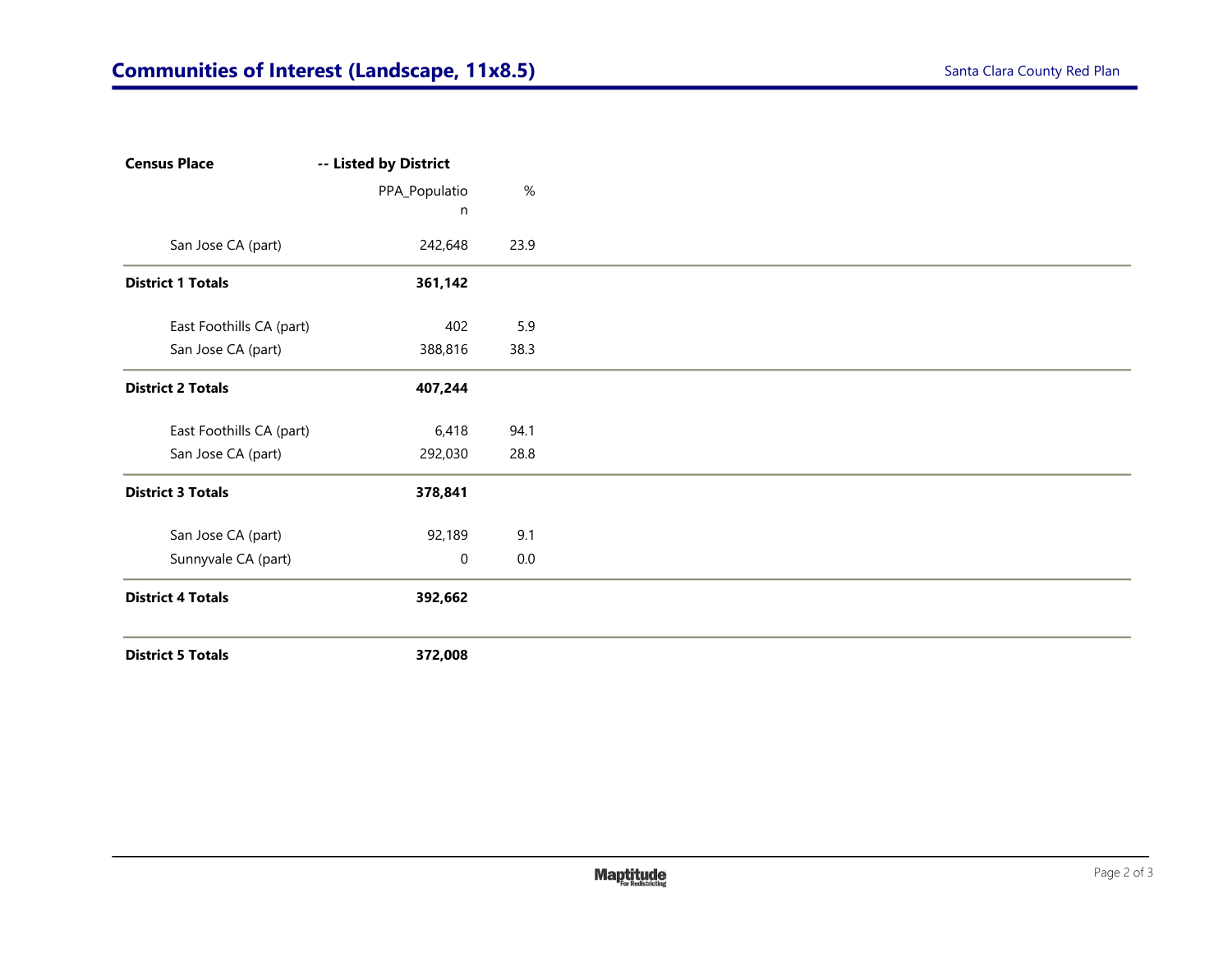## Communities of Interest (Landscape, 11x8.5)

Santa Clara County Red Plan

| Census Place | -- Listed by District | |
|---|---|---|
| | PPA_Population | % |
| San Jose CA (part) | 242,648 | 23.9 |
| **District 1 Totals** | **361,142** | |
| East Foothills CA (part) | 402 | 5.9 |
| San Jose CA (part) | 388,816 | 38.3 |
| **District 2 Totals** | **407,244** | |
| East Foothills CA (part) | 6,418 | 94.1 |
| San Jose CA (part) | 292,030 | 28.8 |
| **District 3 Totals** | **378,841** | |
| San Jose CA (part) | 92,189 | 9.1 |
| Sunnyvale CA (part) | 0 | 0.0 |
| **District 4 Totals** | **392,662** | |
| **District 5 Totals** | **372,008** | |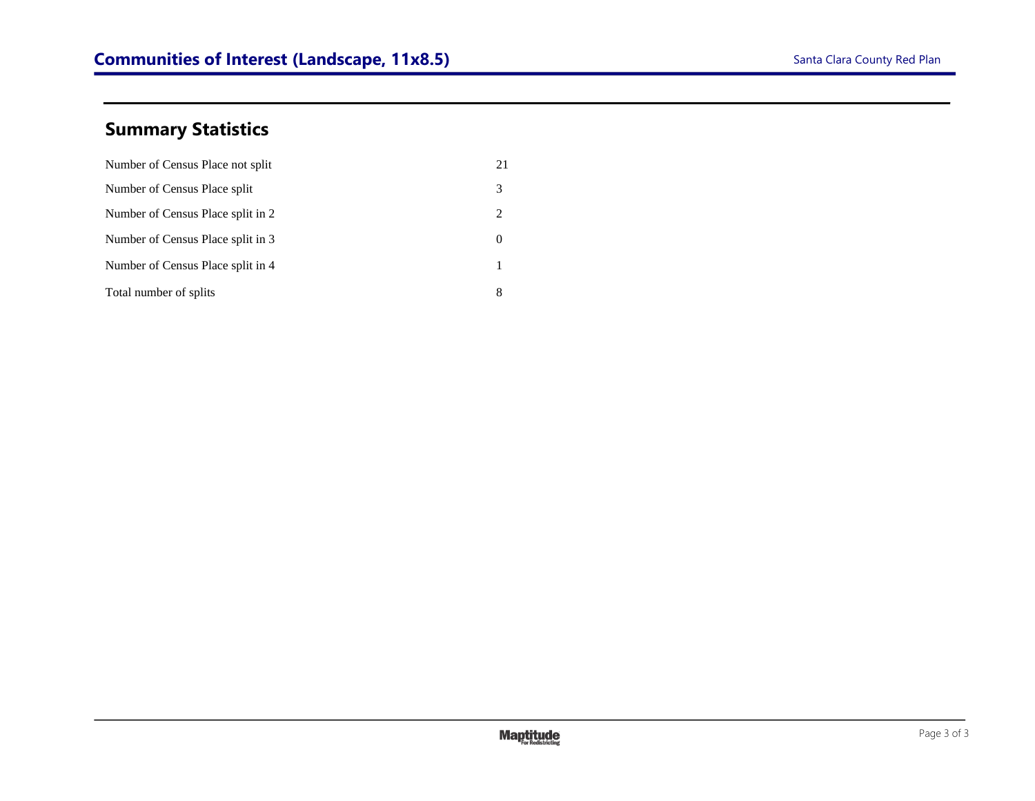## Summary Statistics

| | |
|---|---|
| Number of Census Place not split | 21 |
| Number of Census Place split | 3 |
| Number of Census Place split in 2 | 2 |
| Number of Census Place split in 3 | 0 |
| Number of Census Place split in 4 | 1 |
| Total number of splits | 8 |